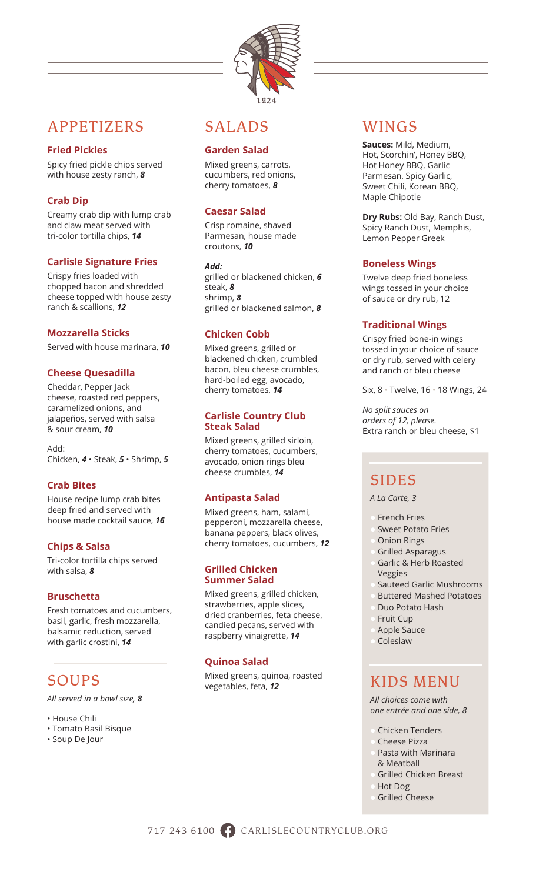1924

## APPETIZERS

### Fried Pickles

Spicy fried pickle chips served with house zesty ranch, ***8***

### Crab Dip

Creamy crab dip with lump crab and claw meat served with tri-color tortilla chips, ***14***

### Carlisle Signature Fries

Crispy fries loaded with chopped bacon and shredded cheese topped with house zesty ranch & scallions, ***12***

### Mozzarella Sticks

Served with house marinara, ***10***

### Cheese Quesadilla

Cheddar, Pepper Jack cheese, roasted red peppers, caramelized onions, and jalapeños, served with salsa & sour cream, ***10***

Add:
Chicken, ***4*** • Steak, ***5*** • Shrimp, ***5***

### Crab Bites

House recipe lump crab bites deep fried and served with house made cocktail sauce, ***16***

### Chips & Salsa

Tri-color tortilla chips served with salsa, ***8***

### Bruschetta

Fresh tomatoes and cucumbers, basil, garlic, fresh mozzarella, balsamic reduction, served with garlic crostini, ***14***

## SOUPS

*All served in a bowl size, **8***

- House Chili
- Tomato Basil Bisque
- Soup De Jour

## SALADS

### Garden Salad

Mixed greens, carrots, cucumbers, red onions, cherry tomatoes, ***8***

### Caesar Salad

Crisp romaine, shaved Parmesan, house made croutons, ***10***

***Add:***
grilled or blackened chicken, ***6***
steak, ***8***
shrimp, ***8***
grilled or blackened salmon, ***8***

### Chicken Cobb

Mixed greens, grilled or blackened chicken, crumbled bacon, bleu cheese crumbles, hard-boiled egg, avocado, cherry tomatoes, ***14***

### Carlisle Country Club Steak Salad

Mixed greens, grilled sirloin, cherry tomatoes, cucumbers, avocado, onion rings bleu cheese crumbles, ***14***

### Antipasta Salad

Mixed greens, ham, salami, pepperoni, mozzarella cheese, banana peppers, black olives, cherry tomatoes, cucumbers, ***12***

### Grilled Chicken Summer Salad

Mixed greens, grilled chicken, strawberries, apple slices, dried cranberries, feta cheese, candied pecans, served with raspberry vinaigrette, ***14***

### Quinoa Salad

Mixed greens, quinoa, roasted vegetables, feta, ***12***

## WINGS

**Sauces:** Mild, Medium, Hot, Scorchin', Honey BBQ, Hot Honey BBQ, Garlic Parmesan, Spicy Garlic, Sweet Chili, Korean BBQ, Maple Chipotle

**Dry Rubs:** Old Bay, Ranch Dust, Spicy Ranch Dust, Memphis, Lemon Pepper Greek

### Boneless Wings

Twelve deep fried boneless wings tossed in your choice of sauce or dry rub, 12

### Traditional Wings

Crispy fried bone-in wings tossed in your choice of sauce or dry rub, served with celery and ranch or bleu cheese

Six, 8 • Twelve, 16 • 18 Wings, 24

*No split sauces on orders of 12, please.*
Extra ranch or bleu cheese, $1

## SIDES

*A La Carte, 3*

- French Fries
- Sweet Potato Fries
- Onion Rings
- Grilled Asparagus
- Garlic & Herb Roasted Veggies
- Sauteed Garlic Mushrooms
- Buttered Mashed Potatoes
- Duo Potato Hash
- Fruit Cup
- Apple Sauce
- Coleslaw

## KIDS MENU

*All choices come with one entrée and one side, 8*

- Chicken Tenders
- Cheese Pizza
- Pasta with Marinara & Meatball
- Grilled Chicken Breast
- Hot Dog
- Grilled Cheese

717-243-6100 CARLISLECOUNTRYCLUB.ORG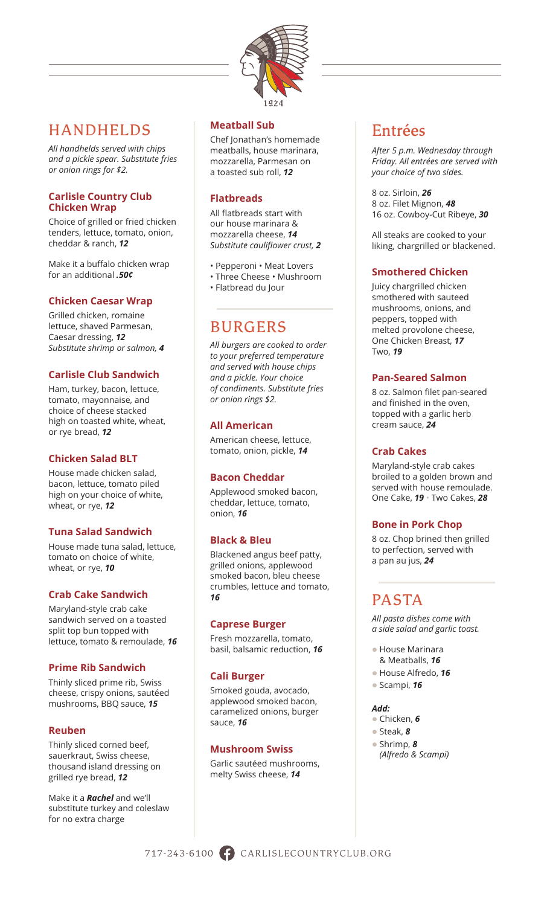1924

## HANDHELDS

*All handhelds served with chips and a pickle spear. Substitute fries or onion rings for $2.*

### Carlisle Country Club Chicken Wrap

Choice of grilled or fried chicken tenders, lettuce, tomato, onion, cheddar & ranch, ***12***

Make it a buffalo chicken wrap for an additional ***.50¢***

### Chicken Caesar Wrap

Grilled chicken, romaine lettuce, shaved Parmesan, Caesar dressing, ***12***
*Substitute shrimp or salmon, **4***

### Carlisle Club Sandwich

Ham, turkey, bacon, lettuce, tomato, mayonnaise, and choice of cheese stacked high on toasted white, wheat, or rye bread, ***12***

### Chicken Salad BLT

House made chicken salad, bacon, lettuce, tomato piled high on your choice of white, wheat, or rye, ***12***

### Tuna Salad Sandwich

House made tuna salad, lettuce, tomato on choice of white, wheat, or rye, ***10***

### Crab Cake Sandwich

Maryland-style crab cake sandwich served on a toasted split top bun topped with lettuce, tomato & remoulade, ***16***

### Prime Rib Sandwich

Thinly sliced prime rib, Swiss cheese, crispy onions, sautéed mushrooms, BBQ sauce, ***15***

### Reuben

Thinly sliced corned beef, sauerkraut, Swiss cheese, thousand island dressing on grilled rye bread, ***12***

Make it a ***Rachel*** and we'll substitute turkey and coleslaw for no extra charge

### Meatball Sub

Chef Jonathan's homemade meatballs, house marinara, mozzarella, Parmesan on a toasted sub roll, ***12***

### Flatbreads

All flatbreads start with our house marinara & mozzarella cheese, ***14***
*Substitute cauliflower crust, **2***

- Pepperoni • Meat Lovers
- Three Cheese • Mushroom
- Flatbread du Jour

## BURGERS

*All burgers are cooked to order to your preferred temperature and served with house chips and a pickle. Your choice of condiments. Substitute fries or onion rings $2.*

### All American

American cheese, lettuce, tomato, onion, pickle, ***14***

### Bacon Cheddar

Applewood smoked bacon, cheddar, lettuce, tomato, onion, ***16***

### Black & Bleu

Blackened angus beef patty, grilled onions, applewood smoked bacon, bleu cheese crumbles, lettuce and tomato, ***16***

### Caprese Burger

Fresh mozzarella, tomato, basil, balsamic reduction, ***16***

### Cali Burger

Smoked gouda, avocado, applewood smoked bacon, caramelized onions, burger sauce, ***16***

### Mushroom Swiss

Garlic sautéed mushrooms, melty Swiss cheese, ***14***

## Entrées

*After 5 p.m. Wednesday through Friday. All entrées are served with your choice of two sides.*

8 oz. Sirloin, ***26***
8 oz. Filet Mignon, ***48***
16 oz. Cowboy-Cut Ribeye, ***30***

All steaks are cooked to your liking, chargrilled or blackened.

### Smothered Chicken

Juicy chargrilled chicken smothered with sauteed mushrooms, onions, and peppers, topped with melted provolone cheese, One Chicken Breast, ***17***
Two, ***19***

### Pan-Seared Salmon

8 oz. Salmon filet pan-seared and finished in the oven, topped with a garlic herb cream sauce, ***24***

### Crab Cakes

Maryland-style crab cakes broiled to a golden brown and served with house remoulade. One Cake, ***19*** • Two Cakes, ***28***

### Bone in Pork Chop

8 oz. Chop brined then grilled to perfection, served with a pan au jus, ***24***

## PASTA

*All pasta dishes come with a side salad and garlic toast.*

- House Marinara & Meatballs, ***16***
- House Alfredo, ***16***
- Scampi, ***16***

***Add:***

- Chicken, ***6***
- Steak, ***8***
- Shrimp, ***8*** *(Alfredo & Scampi)*

717-243-6100 CARLISLECOUNTRYCLUB.ORG